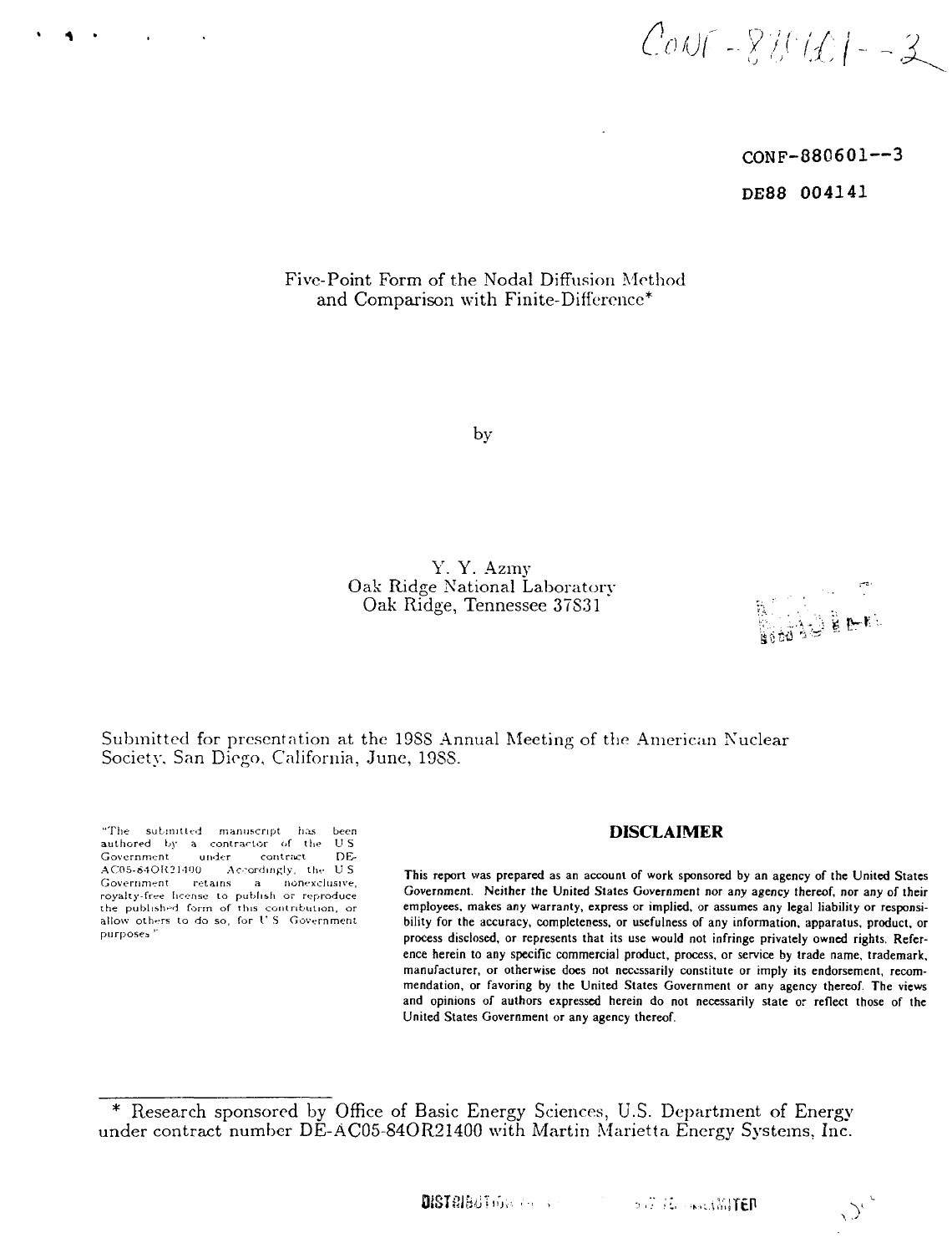CONF-880601--3

DE88 004141

# Five-Point Form of the Nodal Diffusion Method and Comparison with Finite-Difference*

by

Y. Y. Azmy
Oak Ridge National Laboratory
Oak Ridge, Tennessee 37831

Submitted for presentation at the 1988 Annual Meeting of the American Nuclear Society, San Diego, California, June, 1988.

"The submitted manuscript has been authored by a contractor of the US Government under contract DE-AC05-84OR21400. Accordingly, the US Government retains a nonexclusive, royalty-free license to publish or reproduce the published form of this contribution, or allow others to do so, for US Government purposes."

## DISCLAIMER

This report was prepared as an account of work sponsored by an agency of the United States Government. Neither the United States Government nor any agency thereof, nor any of their employees, makes any warranty, express or implied, or assumes any legal liability or responsibility for the accuracy, completeness, or usefulness of any information, apparatus, product, or process disclosed, or represents that its use would not infringe privately owned rights. Reference herein to any specific commercial product, process, or service by trade name, trademark, manufacturer, or otherwise does not necessarily constitute or imply its endorsement, recommendation, or favoring by the United States Government or any agency thereof. The views and opinions of authors expressed herein do not necessarily state or reflect those of the United States Government or any agency thereof.

\* Research sponsored by Office of Basic Energy Sciences, U.S. Department of Energy under contract number DE-AC05-84OR21400 with Martin Marietta Energy Systems, Inc.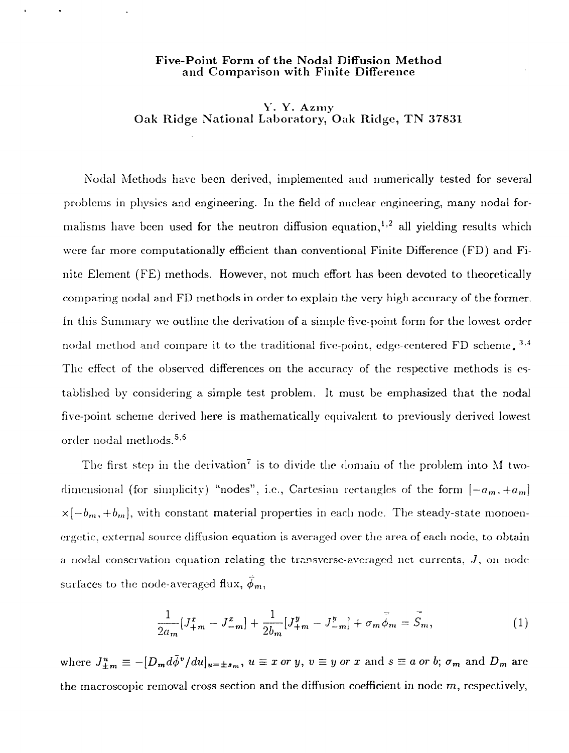# Five-Point Form of the Nodal Diffusion Method and Comparison with Finite Difference

Y. Y. Azmy
Oak Ridge National Laboratory, Oak Ridge, TN 37831

Nodal Methods have been derived, implemented and numerically tested for several problems in physics and engineering. In the field of nuclear engineering, many nodal formalisms have been used for the neutron diffusion equation,[1,2] all yielding results which were far more computationally efficient than conventional Finite Difference (FD) and Finite Element (FE) methods. However, not much effort has been devoted to theoretically comparing nodal and FD methods in order to explain the very high accuracy of the former. In this Summary we outline the derivation of a simple five-point form for the lowest order nodal method and compare it to the traditional five-point, edge-centered FD scheme.[3,4] The effect of the observed differences on the accuracy of the respective methods is established by considering a simple test problem. It must be emphasized that the nodal five-point scheme derived here is mathematically equivalent to previously derived lowest order nodal methods.[5,6]

The first step in the derivation[7] is to divide the domain of the problem into M two-dimensional (for simplicity) "nodes", i.e., Cartesian rectangles of the form $[-a_m, +a_m] \times [-b_m, +b_m]$, with constant material properties in each node. The steady-state monoenergetic, external source diffusion equation is averaged over the area of each node, to obtain a nodal conservation equation relating the transverse-averaged net currents, $J$, on node surfaces to the node-averaged flux, $\bar{\bar{\phi}}_m$,

$$\frac{1}{2a_m}[J^x_{+m} - J^x_{-m}] + \frac{1}{2b_m}[J^y_{+m} - J^y_{-m}] + \sigma_m \bar{\bar{\phi}}_m = \bar{\bar{S}}_m, \tag{1}$$

where $J^u_{\pm m} \equiv -[D_m d\bar{\phi}^v/du]_{u=\pm s_m}$, $u \equiv x \text{ or } y$, $v \equiv y \text{ or } x$ and $s \equiv a \text{ or } b$; $\sigma_m$ and $D_m$ are the macroscopic removal cross section and the diffusion coefficient in node $m$, respectively,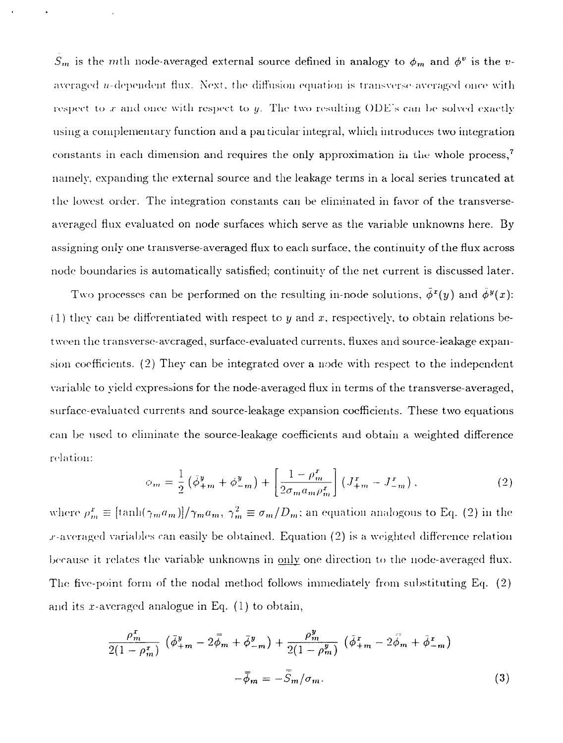$\bar{\bar{S}}_m$ is the $m$th node-averaged external source defined in analogy to $\phi_m$ and $\bar{\phi}^v$ is the $v$-averaged $u$-dependent flux. Next, the diffusion equation is transverse-averaged once with respect to $x$ and once with respect to $y$. The two resulting ODE's can be solved exactly using a complementary function and a particular integral, which introduces two integration constants in each dimension and requires the only approximation in the whole process,[7] namely, expanding the external source and the leakage terms in a local series truncated at the lowest order. The integration constants can be eliminated in favor of the transverse-averaged flux evaluated on node surfaces which serve as the variable unknowns here. By assigning only one transverse-averaged flux to each surface, the continuity of the flux across node boundaries is automatically satisfied; continuity of the net current is discussed later.

Two processes can be performed on the resulting in-node solutions, $\bar{\phi}^x(y)$ and $\bar{\phi}^y(x)$: (1) they can be differentiated with respect to $y$ and $x$, respectively, to obtain relations between the transverse-averaged, surface-evaluated currents, fluxes and source-leakage expansion coefficients. (2) They can be integrated over a node with respect to the independent variable to yield expressions for the node-averaged flux in terms of the transverse-averaged, surface-evaluated currents and source-leakage expansion coefficients. These two equations can be used to eliminate the source-leakage coefficients and obtain a weighted difference relation:

$$\phi_m = \frac{1}{2}\left(\bar{\phi}^y_{+m} + \bar{\phi}^y_{-m}\right) + \left[\frac{1-\rho^x_m}{2\sigma_m a_m \rho^x_m}\right]\left(J^x_{+m} - J^x_{-m}\right), \tag{2}$$

where $\rho^x_m \equiv [\tanh(\gamma_m a_m)]/\gamma_m a_m$, $\gamma^2_m \equiv \sigma_m/D_m$; an equation analogous to Eq. (2) in the $x$-averaged variables can easily be obtained. Equation (2) is a weighted difference relation because it relates the variable unknowns in only one direction to the node-averaged flux. The five-point form of the nodal method follows immediately from substituting Eq. (2) and its $x$-averaged analogue in Eq. (1) to obtain,

$$\frac{\rho^x_m}{2(1-\rho^x_m)}\left(\bar{\phi}^y_{+m} - 2\bar{\bar{\phi}}_m + \bar{\phi}^y_{-m}\right) + \frac{\rho^y_m}{2(1-\rho^y_m)}\left(\bar{\phi}^x_{+m} - 2\bar{\bar{\phi}}_m + \bar{\phi}^x_{-m}\right)$$
$$-\bar{\bar{\phi}}_m = -\bar{\bar{S}}_m/\sigma_m. \tag{3}$$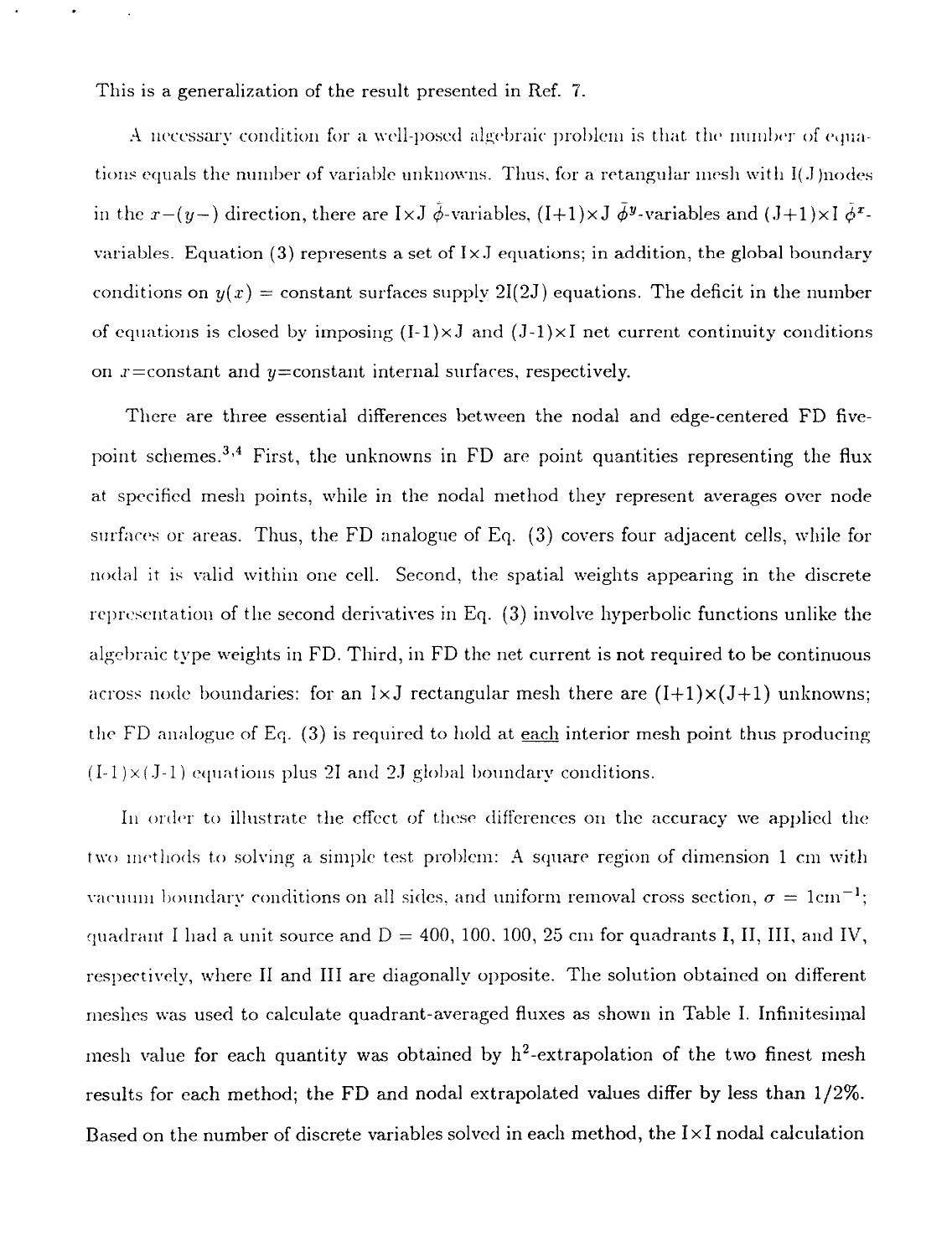This is a generalization of the result presented in Ref. 7.

A necessary condition for a well-posed algebraic problem is that the number of equations equals the number of variable unknowns. Thus, for a retangular mesh with I(J)nodes in the $x-(y-)$ direction, there are I×J $\bar{\phi}$-variables, (I+1)×J $\bar{\phi}^y$-variables and (J+1)×I $\bar{\phi}^x$-variables. Equation (3) represents a set of I×J equations; in addition, the global boundary conditions on $y(x)$ = constant surfaces supply 2I(2J) equations. The deficit in the number of equations is closed by imposing (I-1)×J and (J-1)×I net current continuity conditions on $x$=constant and $y$=constant internal surfaces, respectively.

There are three essential differences between the nodal and edge-centered FD five-point schemes.[3,4] First, the unknowns in FD are point quantities representing the flux at specified mesh points, while in the nodal method they represent averages over node surfaces or areas. Thus, the FD analogue of Eq. (3) covers four adjacent cells, while for nodal it is valid within one cell. Second, the spatial weights appearing in the discrete representation of the second derivatives in Eq. (3) involve hyperbolic functions unlike the algebraic type weights in FD. Third, in FD the net current is not required to be continuous across node boundaries: for an I×J rectangular mesh there are (I+1)×(J+1) unknowns; the FD analogue of Eq. (3) is required to hold at <u>each</u> interior mesh point thus producing (I-1)×(J-1) equations plus 2I and 2J global boundary conditions.

In order to illustrate the effect of these differences on the accuracy we applied the two methods to solving a simple test problem: A square region of dimension 1 cm with vacuum boundary conditions on all sides, and uniform removal cross section, $\sigma$ = 1cm$^{-1}$; quadrant I had a unit source and D = 400, 100, 100, 25 cm for quadrants I, II, III, and IV, respectively, where II and III are diagonally opposite. The solution obtained on different meshes was used to calculate quadrant-averaged fluxes as shown in Table I. Infinitesimal mesh value for each quantity was obtained by h$^2$-extrapolation of the two finest mesh results for each method; the FD and nodal extrapolated values differ by less than 1/2%. Based on the number of discrete variables solved in each method, the I×I nodal calculation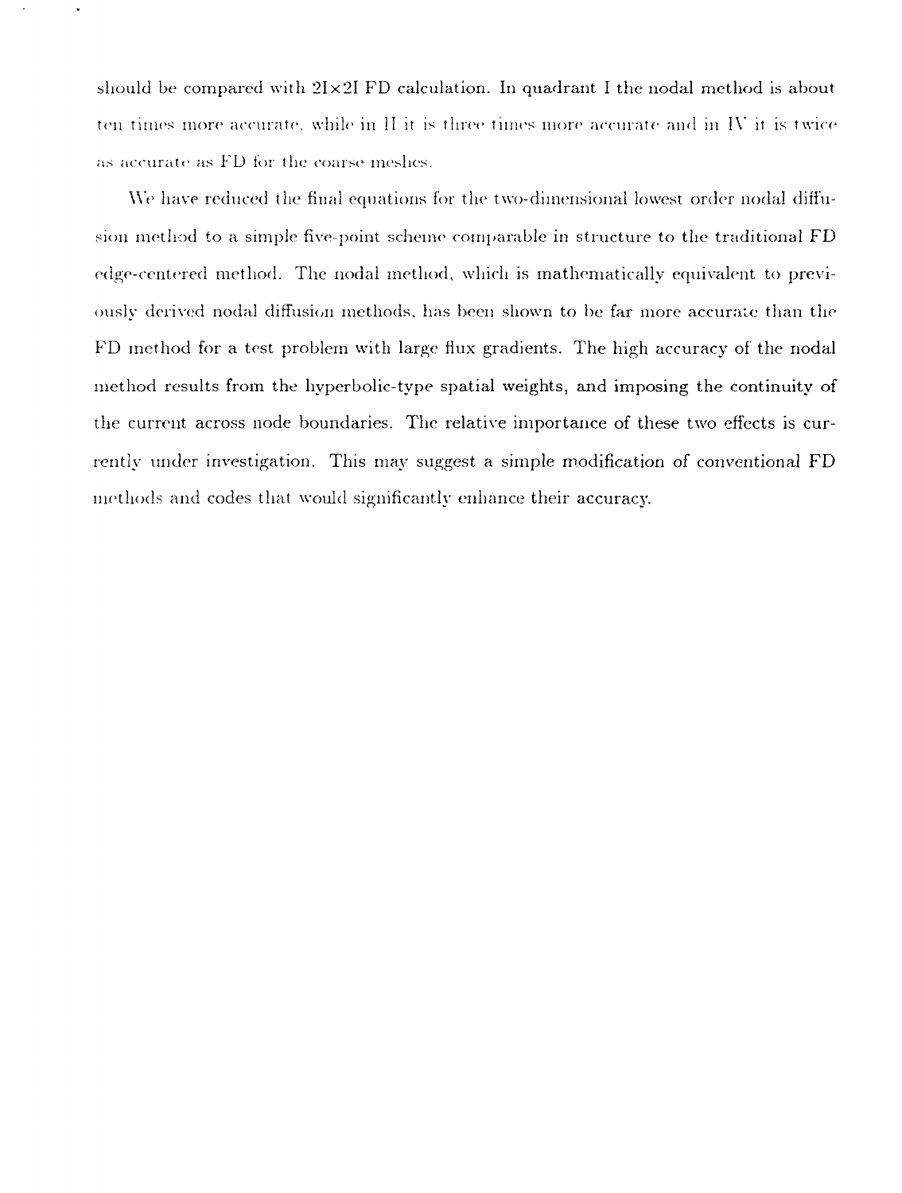should be compared with $2I \times 2I$ FD calculation. In quadrant I the nodal method is about ten times more accurate, while in II it is three times more accurate and in IV it is twice as accurate as FD for the coarse meshes.

We have reduced the final equations for the two-dimensional lowest order nodal diffusion method to a simple five-point scheme comparable in structure to the traditional FD edge-centered method. The nodal method, which is mathematically equivalent to previously derived nodal diffusion methods, has been shown to be far more accurate than the FD method for a test problem with large flux gradients. The high accuracy of the nodal method results from the hyperbolic-type spatial weights, and imposing the continuity of the current across node boundaries. The relative importance of these two effects is currently under investigation. This may suggest a simple modification of conventional FD methods and codes that would significantly enhance their accuracy.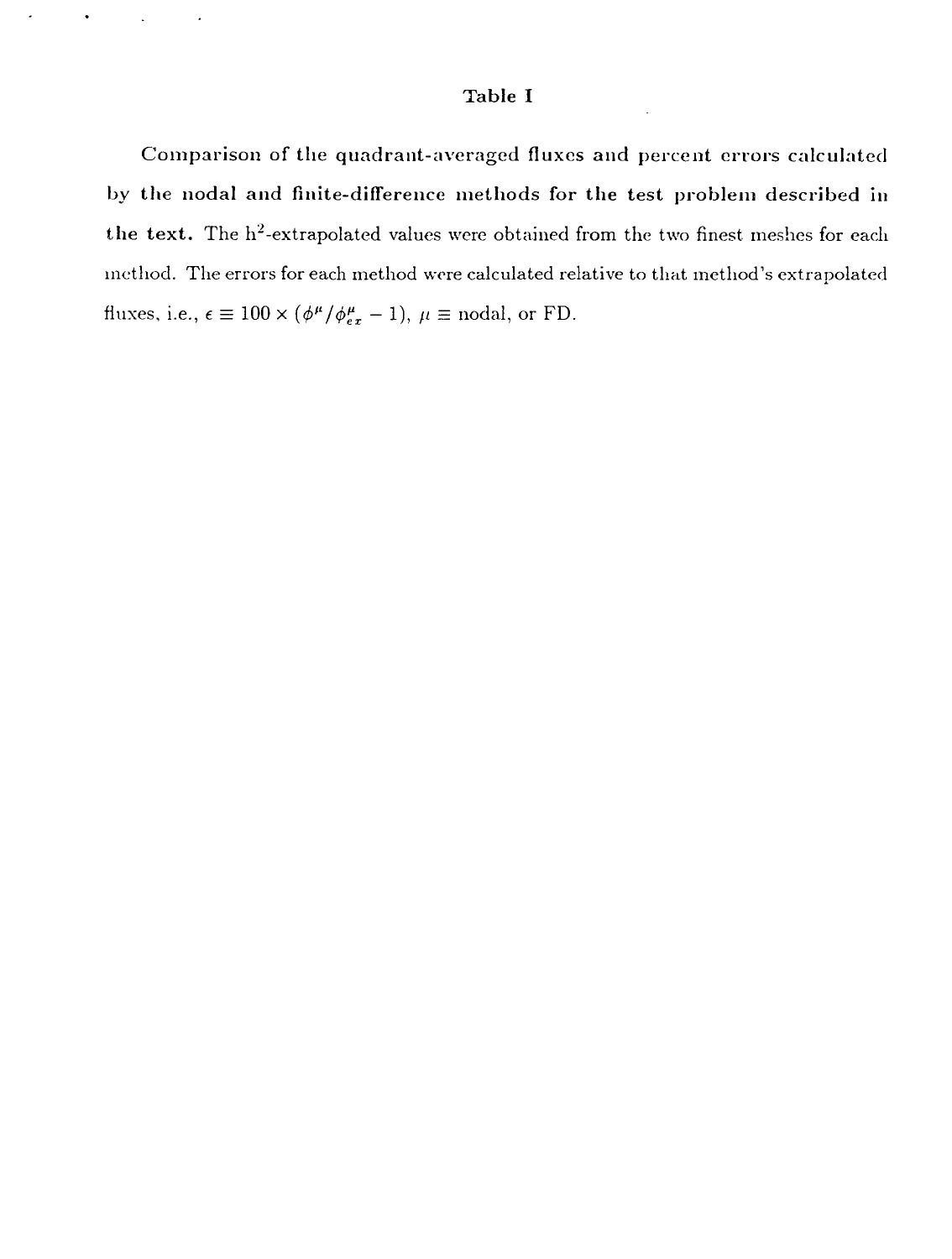# Table I

**Comparison of the quadrant-averaged fluxes and percent errors calculated by the nodal and finite-difference methods for the test problem described in the text.** The $h^2$-extrapolated values were obtained from the two finest meshes for each method. The errors for each method were calculated relative to that method's extrapolated fluxes, i.e., $\epsilon \equiv 100 \times (\phi^{\mu}/\phi^{\mu}_{ex} - 1)$, $\mu \equiv$ nodal, or FD.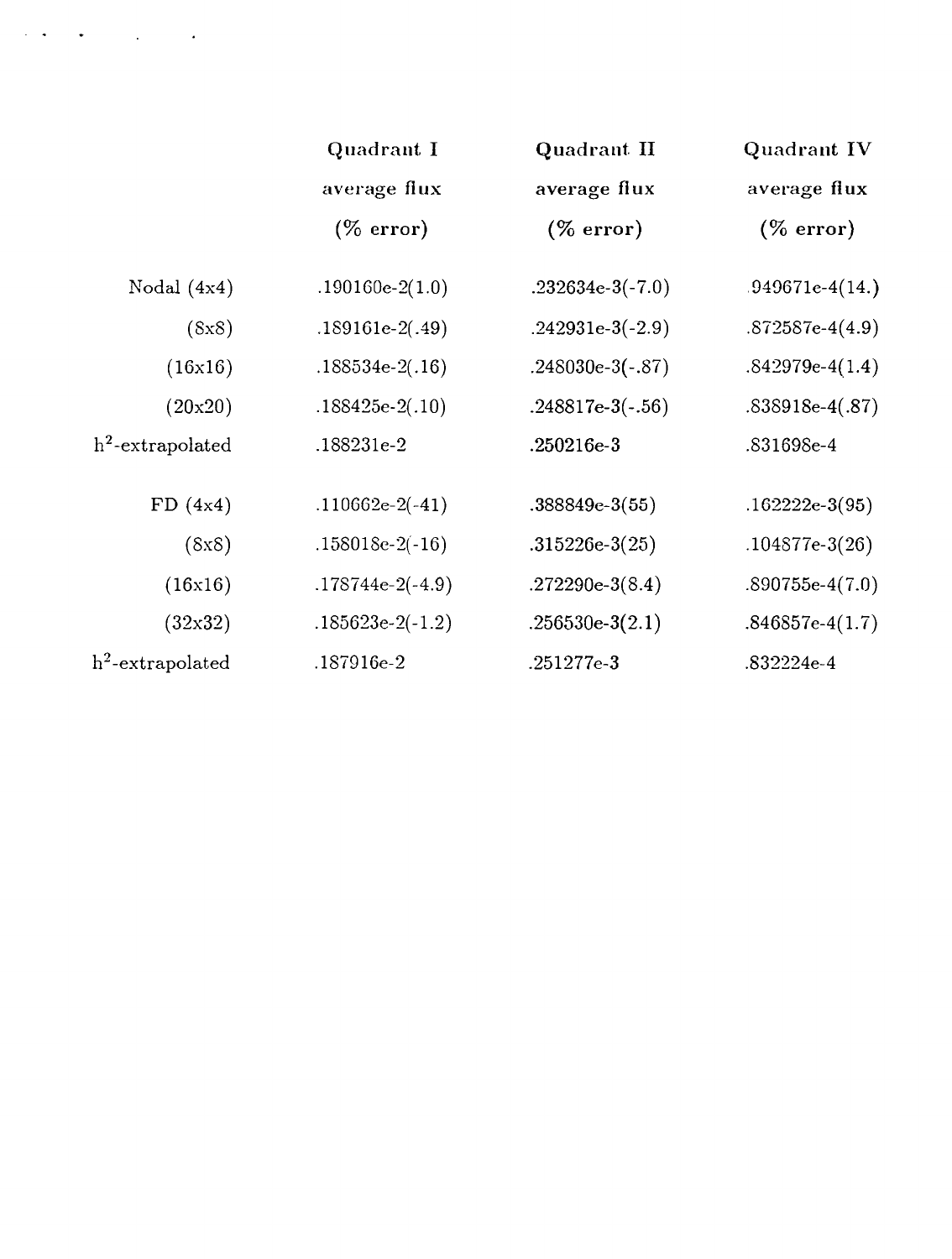| | Quadrant I average flux (% error) | Quadrant II average flux (% error) | Quadrant IV average flux (% error) |
|---|---|---|---|
| Nodal (4x4) | .190160e-2(1.0) | .232634e-3(-7.0) | .949671e-4(14.) |
| (8x8) | .189161e-2(.49) | .242931e-3(-2.9) | .872587e-4(4.9) |
| (16x16) | .188534e-2(.16) | .248030e-3(-.87) | .842979e-4(1.4) |
| (20x20) | .188425e-2(.10) | .248817e-3(-.56) | .838918e-4(.87) |
| $h^2$-extrapolated | .188231e-2 | .250216e-3 | .831698e-4 |
| FD (4x4) | .110662e-2(-41) | .388849e-3(55) | .162222e-3(95) |
| (8x8) | .158018e-2(-16) | .315226e-3(25) | .104877e-3(26) |
| (16x16) | .178744e-2(-4.9) | .272290e-3(8.4) | .890755e-4(7.0) |
| (32x32) | .185623e-2(-1.2) | .256530e-3(2.1) | .846857e-4(1.7) |
| $h^2$-extrapolated | .187916e-2 | .251277e-3 | .832224e-4 |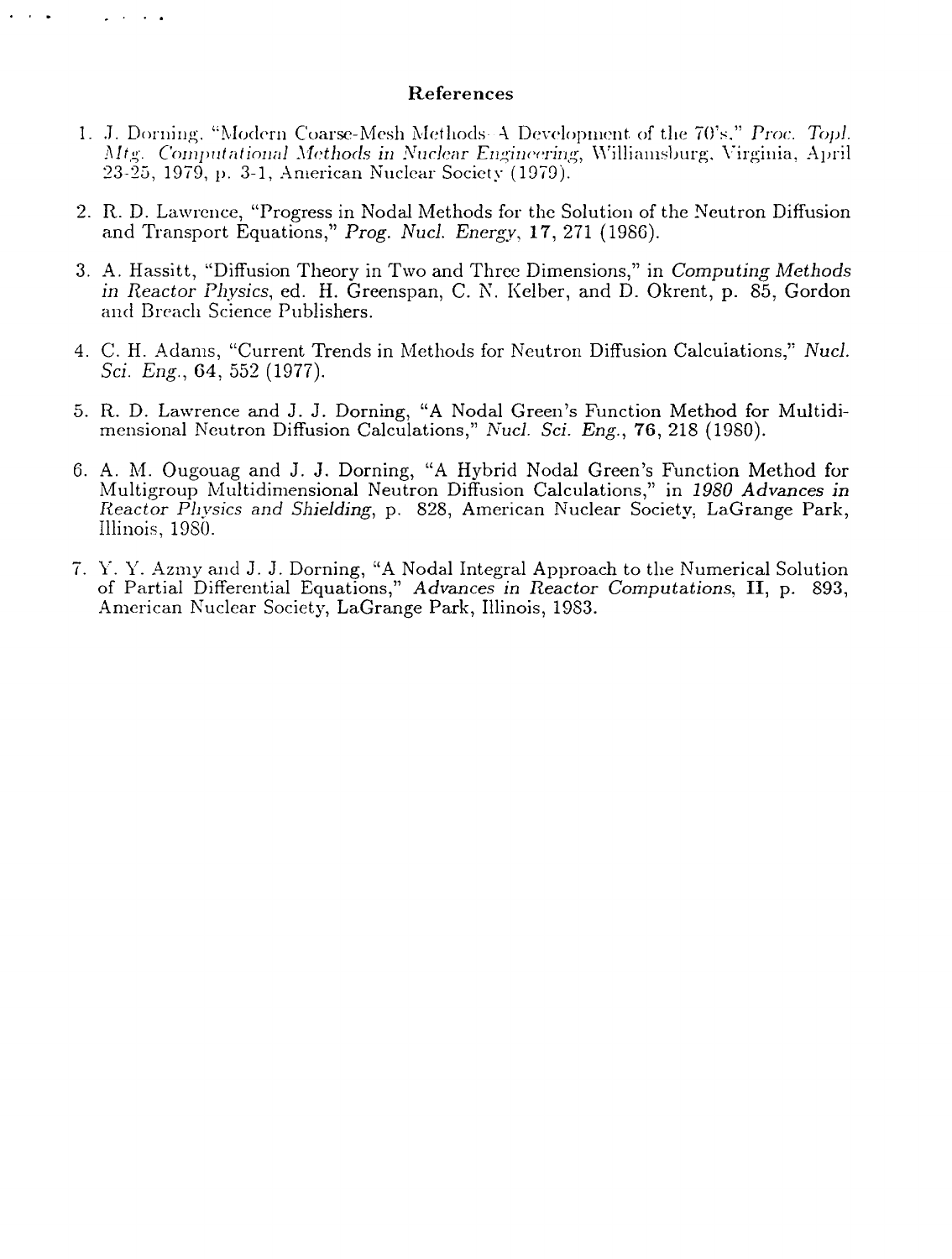## References

1. J. Dorning, "Modern Coarse-Mesh Methods–A Development of the 70's," *Proc. Topl. Mtg. Computational Methods in Nuclear Engineering*, Williamsburg, Virginia, April 23-25, 1979, p. 3-1, American Nuclear Society (1979).

2. R. D. Lawrence, "Progress in Nodal Methods for the Solution of the Neutron Diffusion and Transport Equations," *Prog. Nucl. Energy*, **17**, 271 (1986).

3. A. Hassitt, "Diffusion Theory in Two and Three Dimensions," in *Computing Methods in Reactor Physics*, ed. H. Greenspan, C. N. Kelber, and D. Okrent, p. 85, Gordon and Breach Science Publishers.

4. C. H. Adams, "Current Trends in Methods for Neutron Diffusion Calculations," *Nucl. Sci. Eng.*, **64**, 552 (1977).

5. R. D. Lawrence and J. J. Dorning, "A Nodal Green's Function Method for Multidimensional Neutron Diffusion Calculations," *Nucl. Sci. Eng.*, **76**, 218 (1980).

6. A. M. Ougouag and J. J. Dorning, "A Hybrid Nodal Green's Function Method for Multigroup Multidimensional Neutron Diffusion Calculations," in *1980 Advances in Reactor Physics and Shielding*, p. 828, American Nuclear Society, LaGrange Park, Illinois, 1980.

7. Y. Y. Azmy and J. J. Dorning, "A Nodal Integral Approach to the Numerical Solution of Partial Differential Equations," *Advances in Reactor Computations*, **II**, p. 893, American Nuclear Society, LaGrange Park, Illinois, 1983.